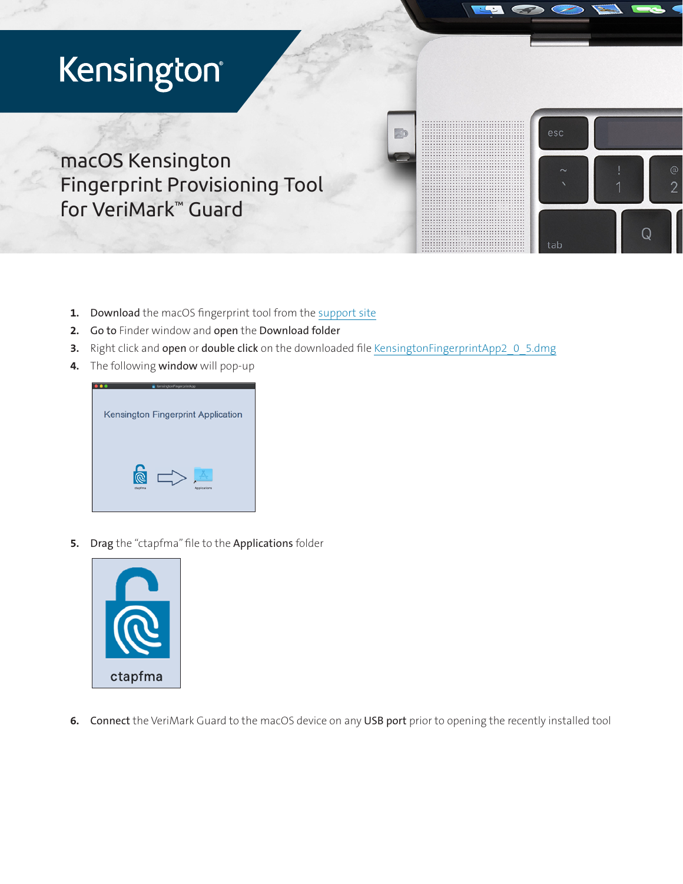Kensington®

# macOS Kensington Fingerprint Provisioning Tool for VeriMark™ Guard

1. **Download** the macOS fingerprint tool from the support site
2. **Go to** Finder window and **open** the **Download folder**
3. Right click and **open** or **double click** on the downloaded file KensingtonFingerprintApp2_0_5.dmg
4. The following **window** will pop-up

Kensington Fingerprint Application

5. **Drag** the "ctapfma" file to the **Applications** folder

ctapfma

6. **Connect** the VeriMark Guard to the macOS device on any **USB port** prior to opening the recently installed tool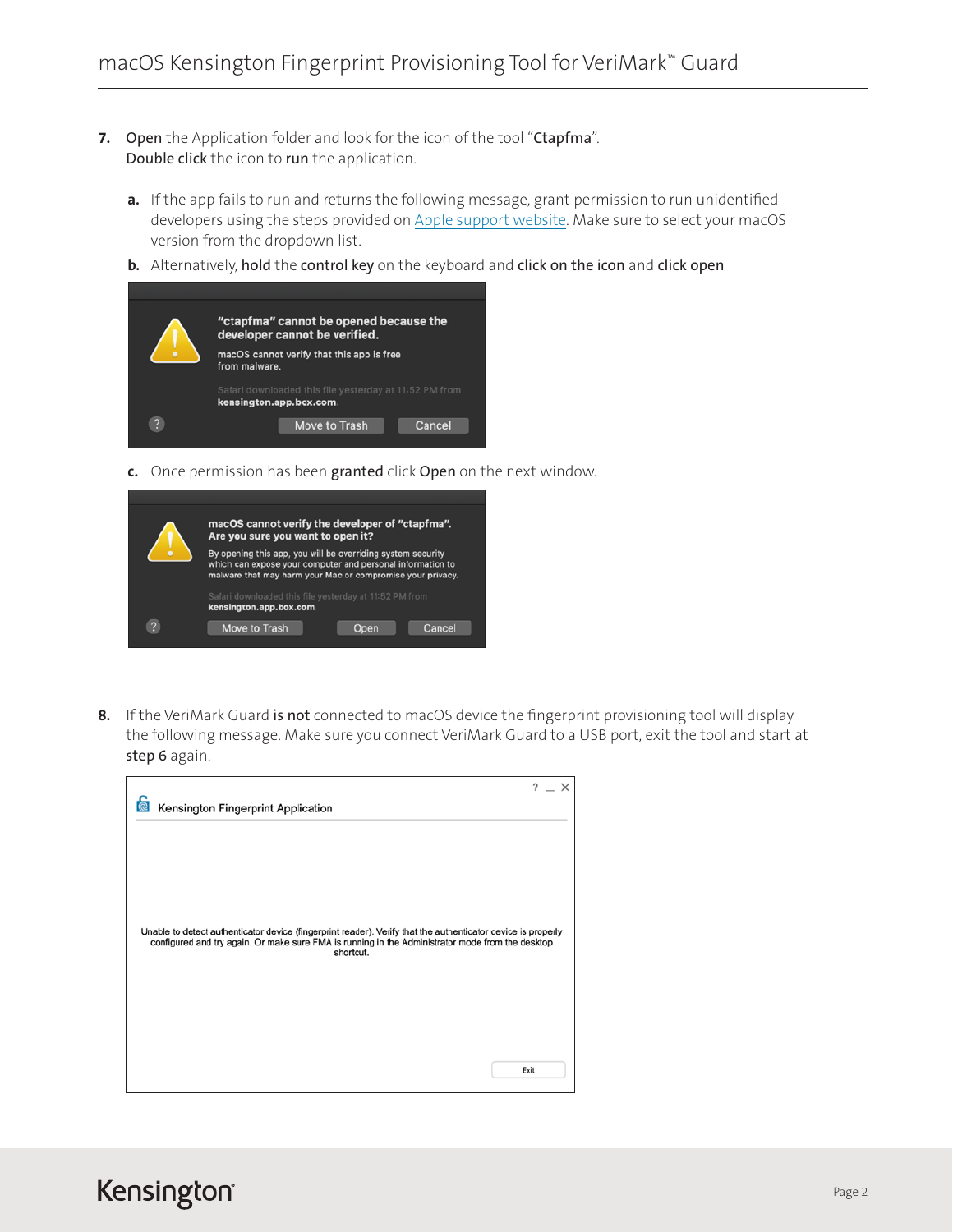7. **Open** the Application folder and look for the icon of the tool "**Ctapfma**".
   **Double click** the icon to **run** the application.

   a. If the app fails to run and returns the following message, grant permission to run unidentified developers using the steps provided on Apple support website. Make sure to select your macOS version from the dropdown list.

   b. Alternatively, **hold** the **control key** on the keyboard and **click on the icon** and **click open**

   "ctapfma" cannot be opened because the developer cannot be verified.
   macOS cannot verify that this app is free from malware.
   Safari downloaded this file yesterday at 11:52 PM from **kensington.app.box.com**
   Move to Trash | Cancel

   c. Once permission has been **granted** click **Open** on the next window.

   macOS cannot verify the developer of "ctapfma". Are you sure you want to open it?
   By opening this app, you will be overriding system security which can expose your computer and personal information to malware that may harm your Mac or compromise your privacy.
   Safari downloaded this file yesterday at 11:52 PM from **kensington.app.box.com**
   Move to Trash | Open | Cancel

8. If the VeriMark Guard **is not** connected to macOS device the fingerprint provisioning tool will display the following message. Make sure you connect VeriMark Guard to a USB port, exit the tool and start at **step 6** again.

   Kensington Fingerprint Application

   Unable to detect authenticator device (fingerprint reader). Verify that the authenticator device is properly configured and try again. Or make sure FMA is running in the Administrator mode from the desktop shortcut.

   Exit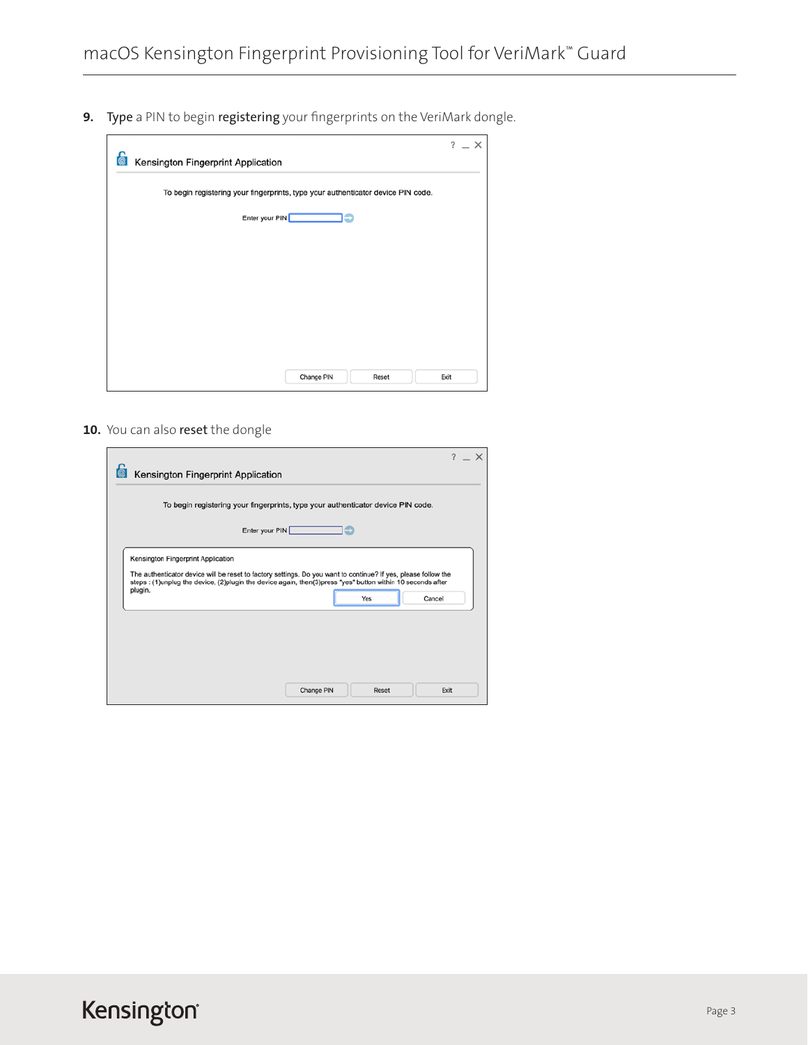9. **Type** a PIN to begin **registering** your fingerprints on the VeriMark dongle.

Kensington Fingerprint Application

To begin registering your fingerprints, type your authenticator device PIN code.

Enter your PIN

Change PIN | Reset | Exit

10. You can also **reset** the dongle

Kensington Fingerprint Application

To begin registering your fingerprints, type your authenticator device PIN code.

Enter your PIN

Kensington Fingerprint Application

The authenticator device will be reset to factory settings. Do you want to continue? If yes, please follow the steps : (1)unplug the device, (2)plugin the device again, then(3)press "yes" button within 10 seconds after plugin.

Yes | Cancel

Change PIN | Reset | Exit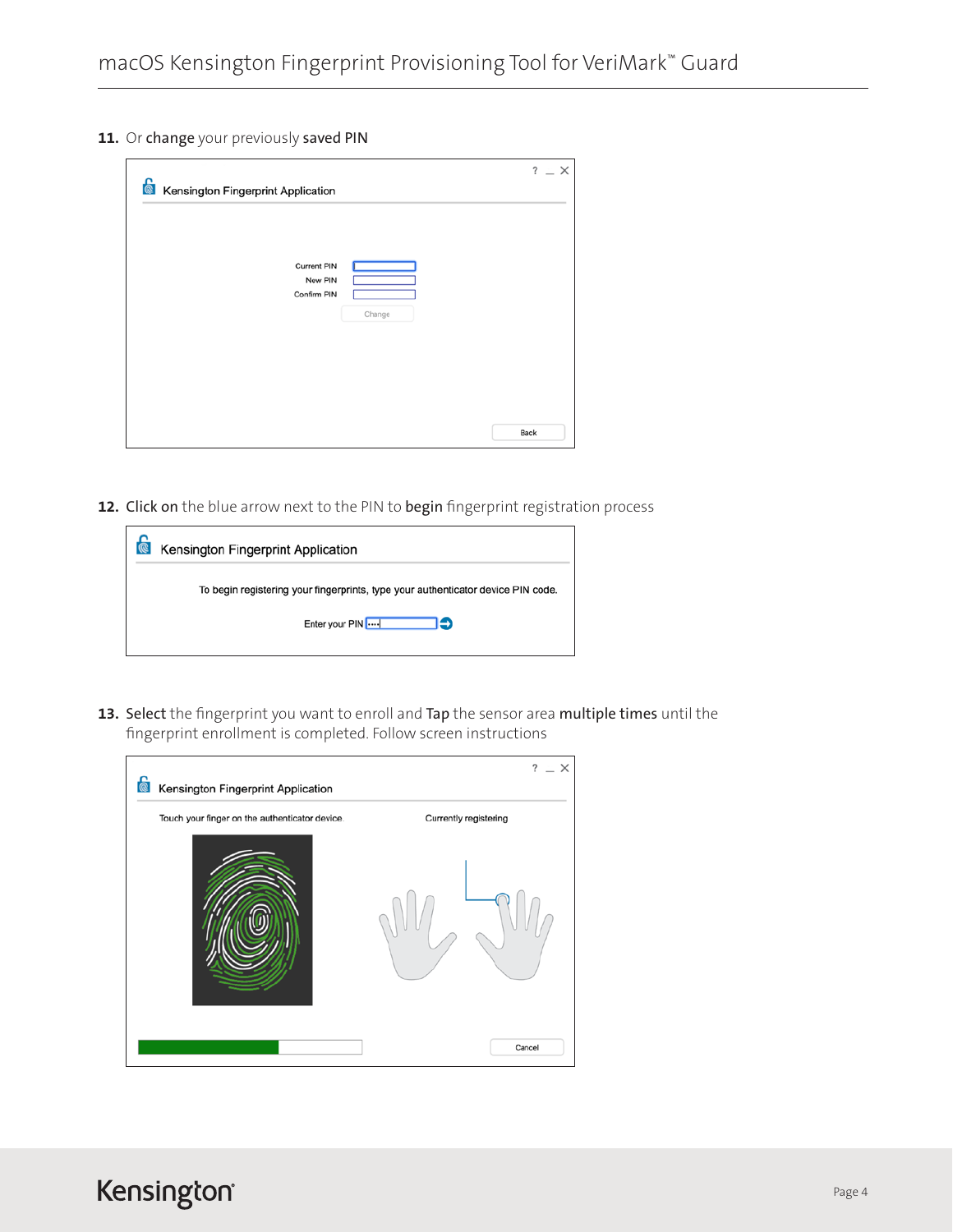11. Or **change** your previously **saved PIN**

Kensington Fingerprint Application

Current PIN
New PIN
Confirm PIN
Change

Back

12. **Click on** the blue arrow next to the PIN to **begin** fingerprint registration process

Kensington Fingerprint Application

To begin registering your fingerprints, type your authenticator device PIN code.

Enter your PIN

13. **Select** the fingerprint you want to enroll and **Tap** the sensor area **multiple times** until the fingerprint enrollment is completed. Follow screen instructions

Kensington Fingerprint Application

Touch your finger on the authenticator device.

Currently registering

Cancel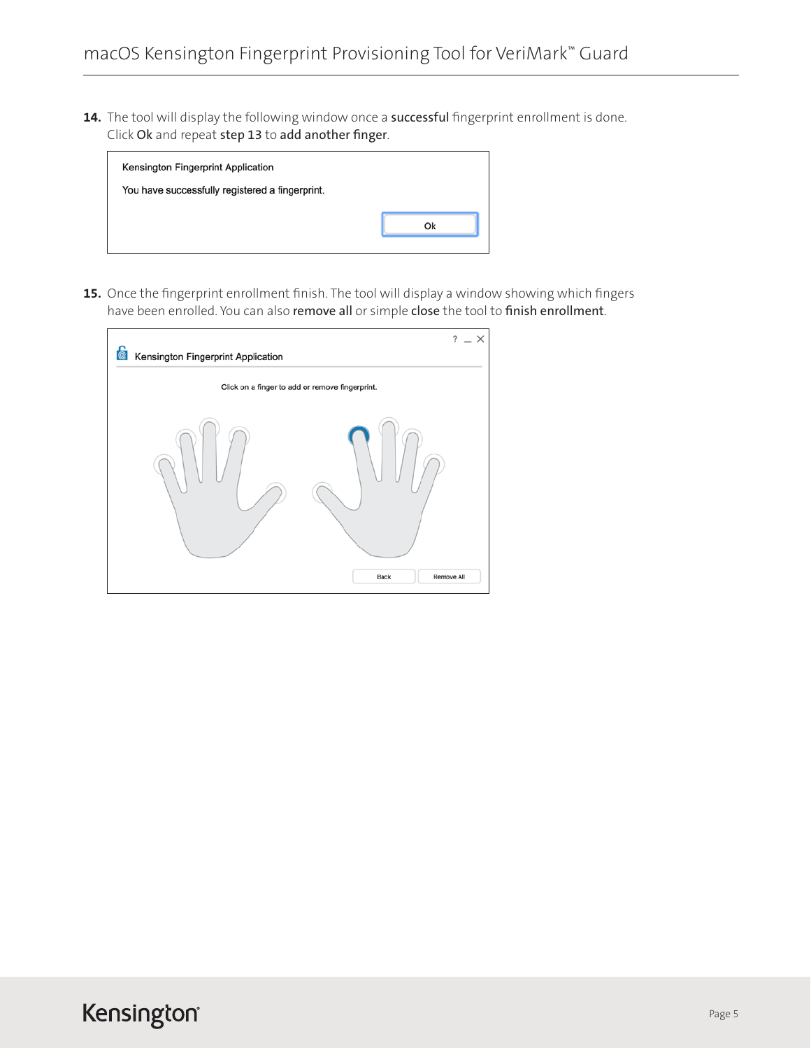14. The tool will display the following window once a **successful** fingerprint enrollment is done. Click **Ok** and repeat **step 13** to **add another finger**.

Kensington Fingerprint Application

You have successfully registered a fingerprint.

Ok

15. Once the fingerprint enrollment finish. The tool will display a window showing which fingers have been enrolled. You can also **remove all** or simple **close** the tool to **finish enrollment**.

Kensington Fingerprint Application

Click on a finger to add or remove fingerprint.

Back

Remove All